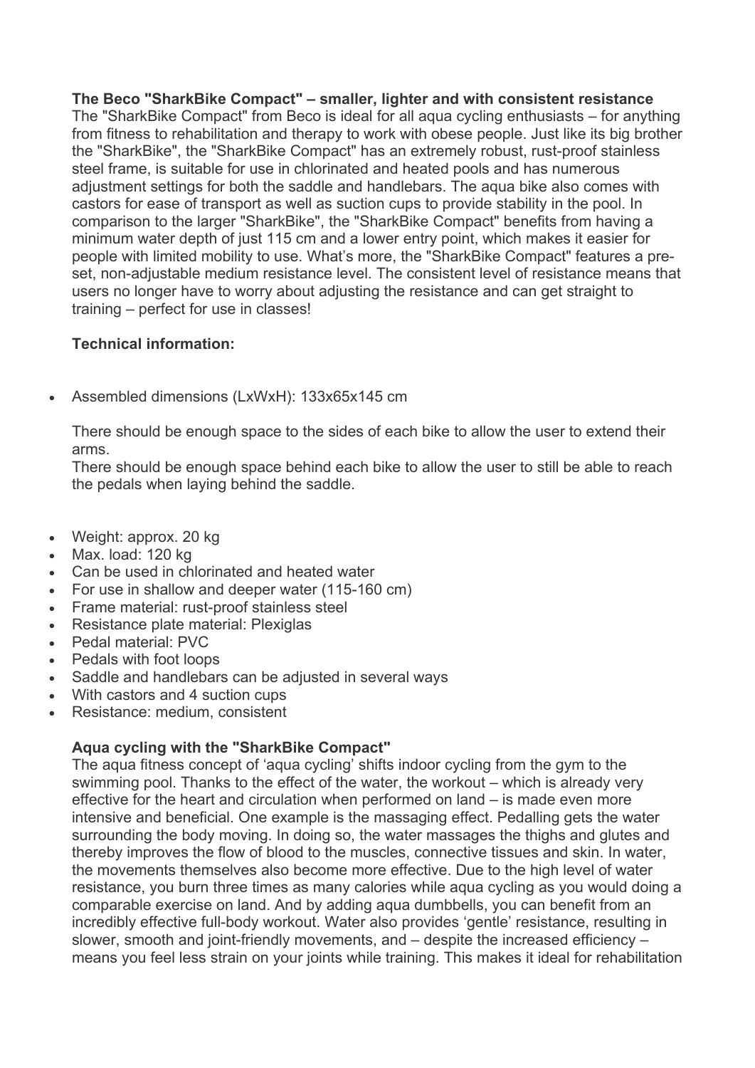**The Beco "SharkBike Compact" – smaller, lighter and with consistent resistance**

The "SharkBike Compact" from Beco is ideal for all aqua cycling enthusiasts – for anything from fitness to rehabilitation and therapy to work with obese people. Just like its big brother the "SharkBike", the "SharkBike Compact" has an extremely robust, rust-proof stainless steel frame, is suitable for use in chlorinated and heated pools and has numerous adjustment settings for both the saddle and handlebars. The aqua bike also comes with castors for ease of transport as well as suction cups to provide stability in the pool. In comparison to the larger "SharkBike", the "SharkBike Compact" benefits from having a minimum water depth of just 115 cm and a lower entry point, which makes it easier for people with limited mobility to use. What's more, the "SharkBike Compact" features a pre-set, non-adjustable medium resistance level. The consistent level of resistance means that users no longer have to worry about adjusting the resistance and can get straight to training – perfect for use in classes!

**Technical information:**

- Assembled dimensions (LxWxH): 133x65x145 cm

  There should be enough space to the sides of each bike to allow the user to extend their arms.
  There should be enough space behind each bike to allow the user to still be able to reach the pedals when laying behind the saddle.

- Weight: approx. 20 kg
- Max. load: 120 kg
- Can be used in chlorinated and heated water
- For use in shallow and deeper water (115-160 cm)
- Frame material: rust-proof stainless steel
- Resistance plate material: Plexiglas
- Pedal material: PVC
- Pedals with foot loops
- Saddle and handlebars can be adjusted in several ways
- With castors and 4 suction cups
- Resistance: medium, consistent

**Aqua cycling with the "SharkBike Compact"**

The aqua fitness concept of 'aqua cycling' shifts indoor cycling from the gym to the swimming pool. Thanks to the effect of the water, the workout – which is already very effective for the heart and circulation when performed on land – is made even more intensive and beneficial. One example is the massaging effect. Pedalling gets the water surrounding the body moving. In doing so, the water massages the thighs and glutes and thereby improves the flow of blood to the muscles, connective tissues and skin. In water, the movements themselves also become more effective. Due to the high level of water resistance, you burn three times as many calories while aqua cycling as you would doing a comparable exercise on land. And by adding aqua dumbbells, you can benefit from an incredibly effective full-body workout. Water also provides 'gentle' resistance, resulting in slower, smooth and joint-friendly movements, and – despite the increased efficiency – means you feel less strain on your joints while training. This makes it ideal for rehabilitation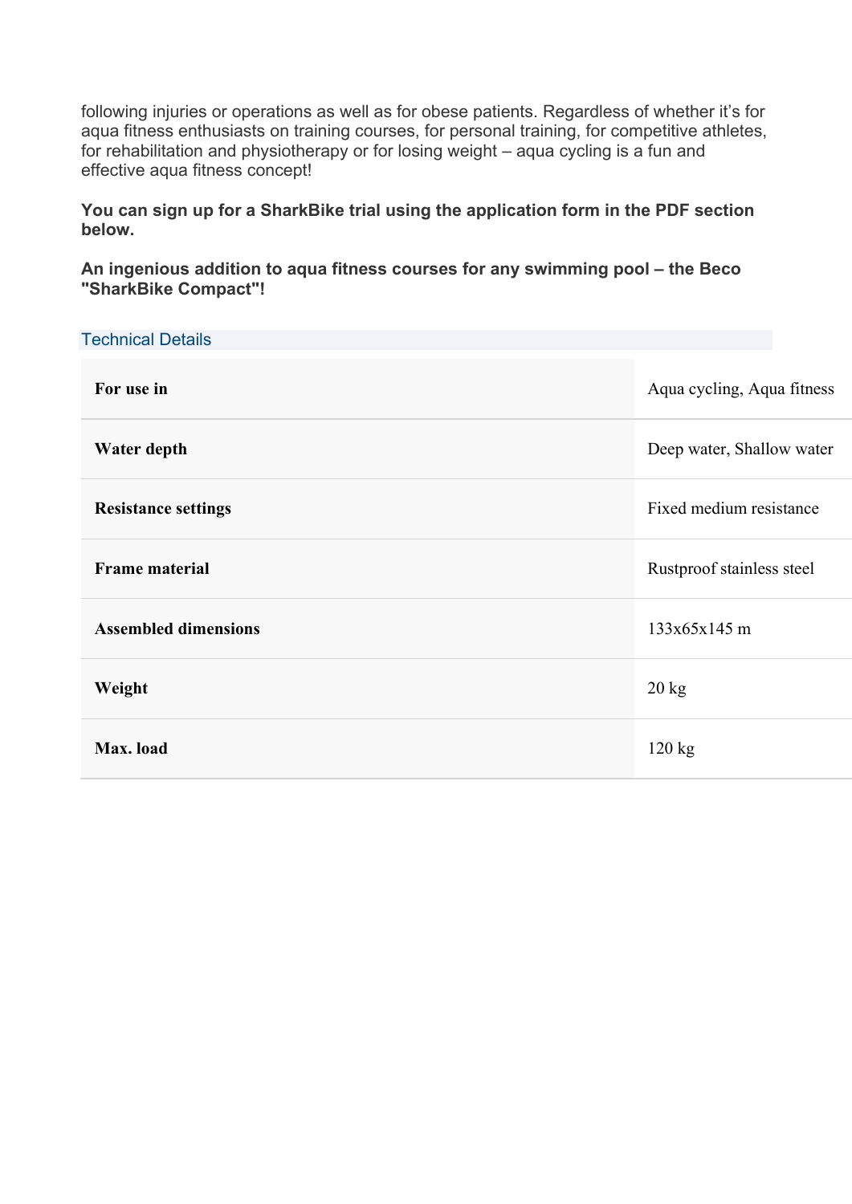following injuries or operations as well as for obese patients. Regardless of whether it's for aqua fitness enthusiasts on training courses, for personal training, for competitive athletes, for rehabilitation and physiotherapy or for losing weight – aqua cycling is a fun and effective aqua fitness concept!

**You can sign up for a SharkBike trial using the application form in the PDF section below.**

**An ingenious addition to aqua fitness courses for any swimming pool – the Beco "SharkBike Compact"!**

## Technical Details

| | |
|---|---|
| **For use in** | Aqua cycling, Aqua fitness |
| **Water depth** | Deep water, Shallow water |
| **Resistance settings** | Fixed medium resistance |
| **Frame material** | Rustproof stainless steel |
| **Assembled dimensions** | 133x65x145 m |
| **Weight** | 20 kg |
| **Max. load** | 120 kg |